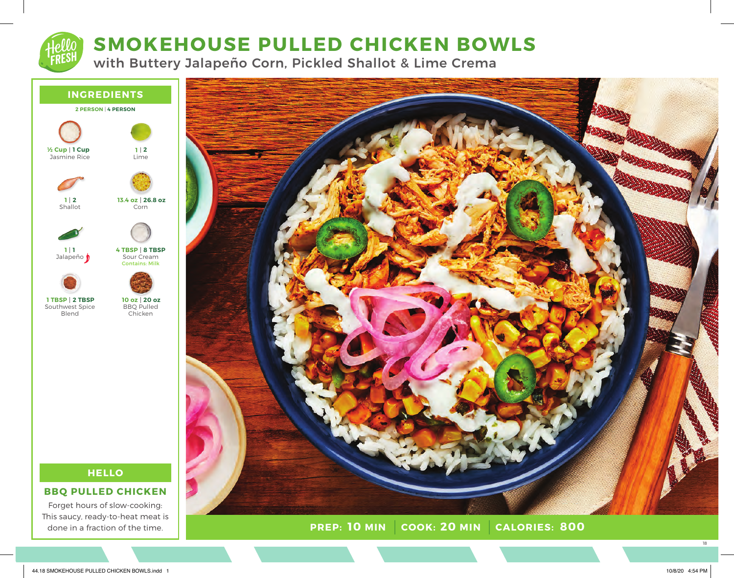# SMOKEHOUSE PULLED CHICKEN BOWLS

## with Buttery Jalapeño Corn, Pickled Shallot & Lime Crema

## INGREDIENTS

**2 PERSON | 4 PERSON**

| 2 Person | 4 Person | Ingredient |
| --- | --- | --- |
| ½ Cup | 1 Cup | Jasmine Rice |
| 1 | 2 | Lime |
| 1 | 2 | Shallot |
| 13.4 oz | 26.8 oz | Corn |
| 1 | 1 | Jalapeño |
| 4 TBSP | 8 TBSP | Sour Cream (Contains: Milk) |
| 1 TBSP | 2 TBSP | Southwest Spice Blend |
| 10 oz | 20 oz | BBQ Pulled Chicken |

## HELLO

### BBQ PULLED CHICKEN

Forget hours of slow-cooking: This saucy, ready-to-heat meat is done in a fraction of the time.

**PREP: 10 MIN** | **COOK: 20 MIN** | **CALORIES: 800**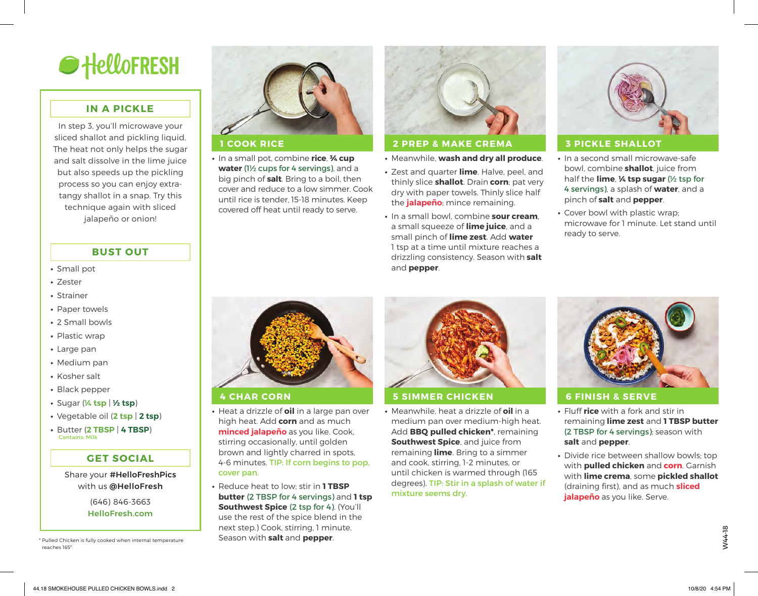# HelloFRESH

## IN A PICKLE

In step 3, you'll microwave your sliced shallot and pickling liquid. The heat not only helps the sugar and salt dissolve in the lime juice but also speeds up the pickling process so you can enjoy extra-tangy shallot in a snap. Try this technique again with sliced jalapeño or onion!

## BUST OUT

- Small pot
- Zester
- Strainer
- Paper towels
- 2 Small bowls
- Plastic wrap
- Large pan
- Medium pan
- Kosher salt
- Black pepper
- Sugar (¼ tsp | ½ tsp)
- Vegetable oil (2 tsp | 2 tsp)
- Butter (2 TBSP | 4 TBSP)
  Contains: Milk

## GET SOCIAL

Share your **#HelloFreshPics** with us **@HelloFresh**

(646) 846-3663

HelloFresh.com

## 1 COOK RICE

- In a small pot, combine **rice**, **¾ cup water** (1½ cups for 4 servings), and a big pinch of **salt**. Bring to a boil, then cover and reduce to a low simmer. Cook until rice is tender, 15-18 minutes. Keep covered off heat until ready to serve.

## 2 PREP & MAKE CREMA

- Meanwhile, **wash and dry all produce**.
- Zest and quarter **lime**. Halve, peel, and thinly slice **shallot**. Drain **corn**; pat very dry with paper towels. Thinly slice half the **jalapeño**; mince remaining.
- In a small bowl, combine **sour cream**, a small squeeze of **lime juice**, and a small pinch of **lime zest**. Add **water** 1 tsp at a time until mixture reaches a drizzling consistency. Season with **salt** and **pepper**.

## 3 PICKLE SHALLOT

- In a second small microwave-safe bowl, combine **shallot**, juice from half the **lime**, **¼ tsp sugar** (½ tsp for 4 servings), a splash of **water**, and a pinch of **salt** and **pepper**.
- Cover bowl with plastic wrap; microwave for 1 minute. Let stand until ready to serve.

## 4 CHAR CORN

- Heat a drizzle of **oil** in a large pan over high heat. Add **corn** and as much **minced jalapeño** as you like. Cook, stirring occasionally, until golden brown and lightly charred in spots, 4-6 minutes. TIP: If corn begins to pop, cover pan.
- Reduce heat to low; stir in **1 TBSP butter** (2 TBSP for 4 servings) and **1 tsp Southwest Spice** (2 tsp for 4). (You'll use the rest of the spice blend in the next step.) Cook, stirring, 1 minute. Season with **salt** and **pepper**.

## 5 SIMMER CHICKEN

- Meanwhile, heat a drizzle of **oil** in a medium pan over medium-high heat. Add **BBQ pulled chicken***, remaining **Southwest Spice**, and juice from remaining **lime**. Bring to a simmer and cook, stirring, 1-2 minutes, or until chicken is warmed through (165 degrees). TIP: Stir in a splash of water if mixture seems dry.

## 6 FINISH & SERVE

- Fluff **rice** with a fork and stir in remaining **lime zest** and **1 TBSP butter** (2 TBSP for 4 servings); season with **salt** and **pepper**.
- Divide rice between shallow bowls; top with **pulled chicken** and **corn**. Garnish with **lime crema**, some **pickled shallot** (draining first), and as much **sliced jalapeño** as you like. Serve.

\* Pulled Chicken is fully cooked when internal temperature reaches 165°.

W44-18